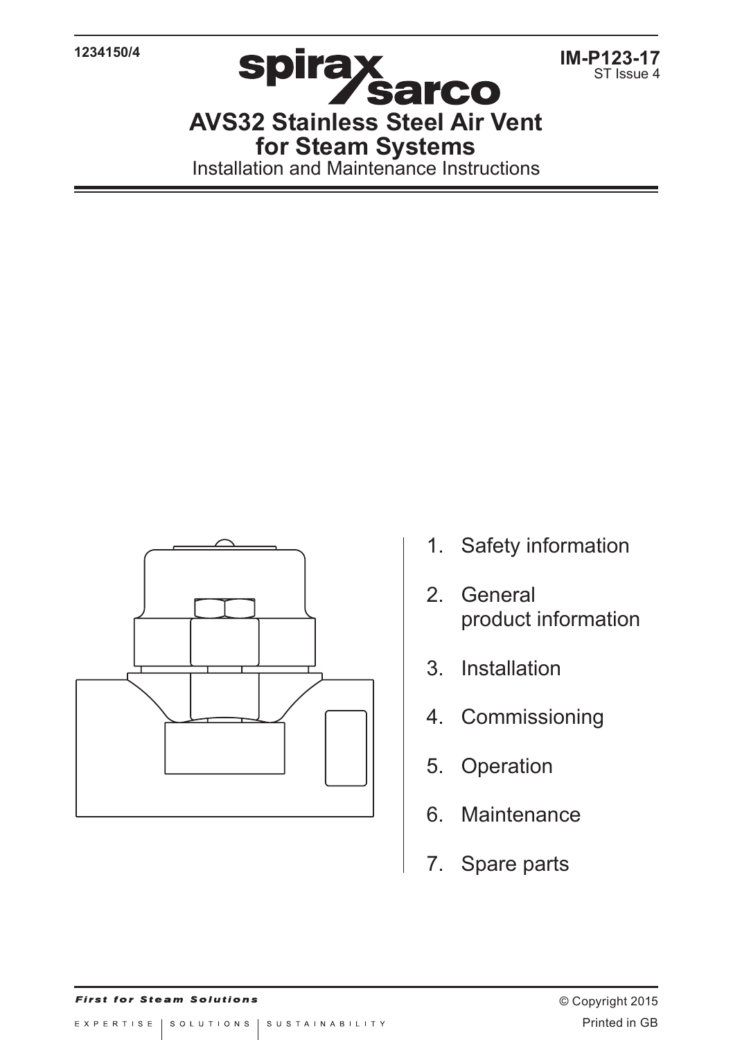1234150/4

**IM-P123-17**
ST Issue 4

spirax sarco

# AVS32 Stainless Steel Air Vent for Steam Systems

Installation and Maintenance Instructions

1. Safety information
2. General product information
3. Installation
4. Commissioning
5. Operation
6. Maintenance
7. Spare parts

***First for Steam Solutions***

EXPERTISE | SOLUTIONS | SUSTAINABILITY

© Copyright 2015

Printed in GB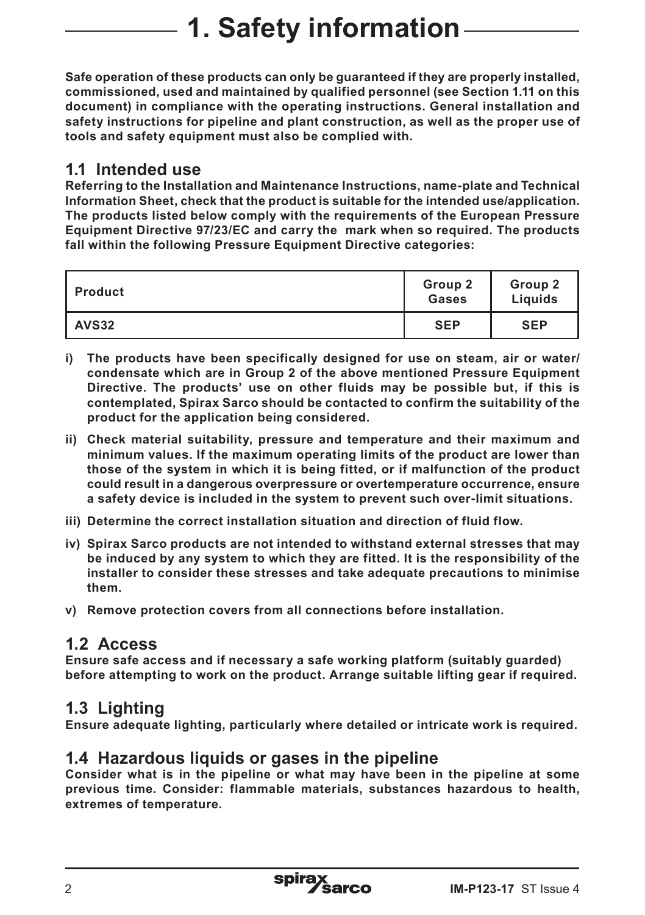# 1. Safety information

**Safe operation of these products can only be guaranteed if they are properly installed, commissioned, used and maintained by qualified personnel (see Section 1.11 on this document) in compliance with the operating instructions. General installation and safety instructions for pipeline and plant construction, as well as the proper use of tools and safety equipment must also be complied with.**

## 1.1 Intended use

**Referring to the Installation and Maintenance Instructions, name-plate and Technical Information Sheet, check that the product is suitable for the intended use/application. The products listed below comply with the requirements of the European Pressure Equipment Directive 97/23/EC and carry the mark when so required. The products fall within the following Pressure Equipment Directive categories:**

| Product | Group 2 Gases | Group 2 Liquids |
|---|---|---|
| AVS32 | SEP | SEP |

i) **The products have been specifically designed for use on steam, air or water/condensate which are in Group 2 of the above mentioned Pressure Equipment Directive. The products' use on other fluids may be possible but, if this is contemplated, Spirax Sarco should be contacted to confirm the suitability of the product for the application being considered.**

ii) **Check material suitability, pressure and temperature and their maximum and minimum values. If the maximum operating limits of the product are lower than those of the system in which it is being fitted, or if malfunction of the product could result in a dangerous overpressure or overtemperature occurrence, ensure a safety device is included in the system to prevent such over-limit situations.**

iii) **Determine the correct installation situation and direction of fluid flow.**

iv) **Spirax Sarco products are not intended to withstand external stresses that may be induced by any system to which they are fitted. It is the responsibility of the installer to consider these stresses and take adequate precautions to minimise them.**

v) **Remove protection covers from all connections before installation.**

## 1.2 Access

**Ensure safe access and if necessary a safe working platform (suitably guarded) before attempting to work on the product. Arrange suitable lifting gear if required.**

## 1.3 Lighting

**Ensure adequate lighting, particularly where detailed or intricate work is required.**

## 1.4 Hazardous liquids or gases in the pipeline

**Consider what is in the pipeline or what may have been in the pipeline at some previous time. Consider: flammable materials, substances hazardous to health, extremes of temperature.**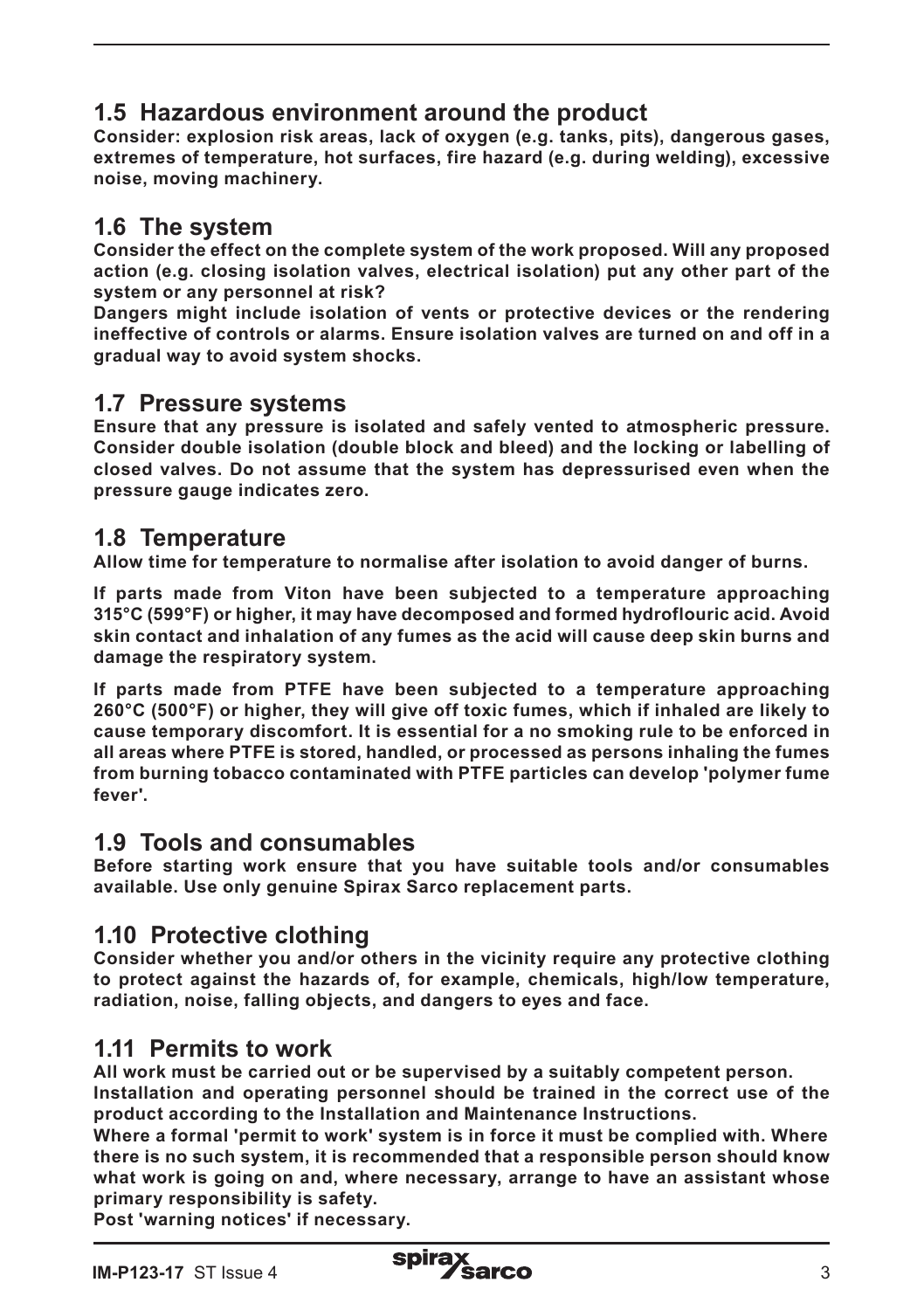## 1.5 Hazardous environment around the product

**Consider: explosion risk areas, lack of oxygen (e.g. tanks, pits), dangerous gases, extremes of temperature, hot surfaces, fire hazard (e.g. during welding), excessive noise, moving machinery.**

## 1.6 The system

**Consider the effect on the complete system of the work proposed. Will any proposed action (e.g. closing isolation valves, electrical isolation) put any other part of the system or any personnel at risk?**

**Dangers might include isolation of vents or protective devices or the rendering ineffective of controls or alarms. Ensure isolation valves are turned on and off in a gradual way to avoid system shocks.**

## 1.7 Pressure systems

**Ensure that any pressure is isolated and safely vented to atmospheric pressure. Consider double isolation (double block and bleed) and the locking or labelling of closed valves. Do not assume that the system has depressurised even when the pressure gauge indicates zero.**

## 1.8 Temperature

**Allow time for temperature to normalise after isolation to avoid danger of burns.**

**If parts made from Viton have been subjected to a temperature approaching 315°C (599°F) or higher, it may have decomposed and formed hydroflouric acid. Avoid skin contact and inhalation of any fumes as the acid will cause deep skin burns and damage the respiratory system.**

**If parts made from PTFE have been subjected to a temperature approaching 260°C (500°F) or higher, they will give off toxic fumes, which if inhaled are likely to cause temporary discomfort. It is essential for a no smoking rule to be enforced in all areas where PTFE is stored, handled, or processed as persons inhaling the fumes from burning tobacco contaminated with PTFE particles can develop 'polymer fume fever'.**

## 1.9 Tools and consumables

**Before starting work ensure that you have suitable tools and/or consumables available. Use only genuine Spirax Sarco replacement parts.**

## 1.10 Protective clothing

**Consider whether you and/or others in the vicinity require any protective clothing to protect against the hazards of, for example, chemicals, high/low temperature, radiation, noise, falling objects, and dangers to eyes and face.**

## 1.11 Permits to work

**All work must be carried out or be supervised by a suitably competent person.**

**Installation and operating personnel should be trained in the correct use of the product according to the Installation and Maintenance Instructions.**

**Where a formal 'permit to work' system is in force it must be complied with. Where there is no such system, it is recommended that a responsible person should know what work is going on and, where necessary, arrange to have an assistant whose primary responsibility is safety.**

**Post 'warning notices' if necessary.**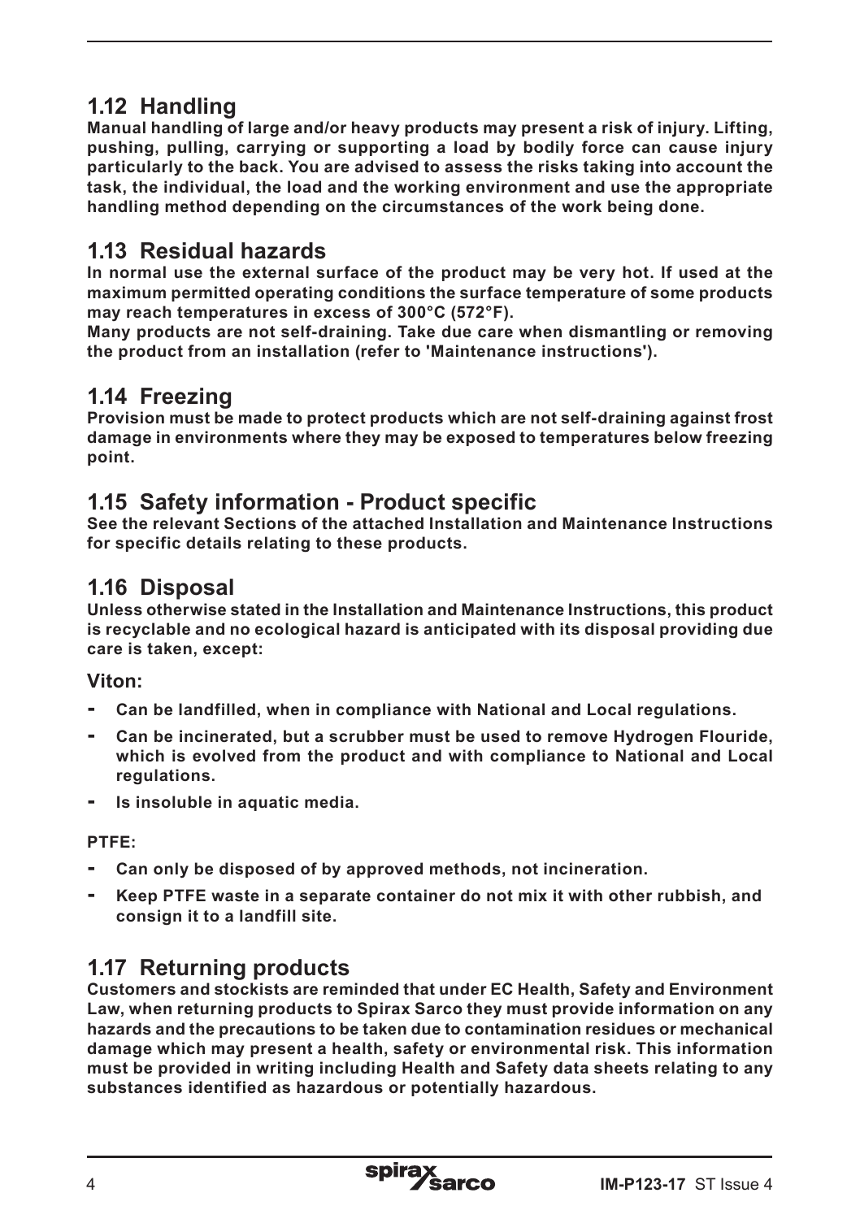## 1.12 Handling

**Manual handling of large and/or heavy products may present a risk of injury. Lifting, pushing, pulling, carrying or supporting a load by bodily force can cause injury particularly to the back. You are advised to assess the risks taking into account the task, the individual, the load and the working environment and use the appropriate handling method depending on the circumstances of the work being done.**

## 1.13 Residual hazards

**In normal use the external surface of the product may be very hot. If used at the maximum permitted operating conditions the surface temperature of some products may reach temperatures in excess of 300°C (572°F).**

**Many products are not self-draining. Take due care when dismantling or removing the product from an installation (refer to 'Maintenance instructions').**

## 1.14 Freezing

**Provision must be made to protect products which are not self-draining against frost damage in environments where they may be exposed to temperatures below freezing point.**

## 1.15 Safety information - Product specific

**See the relevant Sections of the attached Installation and Maintenance Instructions for specific details relating to these products.**

## 1.16 Disposal

**Unless otherwise stated in the Installation and Maintenance Instructions, this product is recyclable and no ecological hazard is anticipated with its disposal providing due care is taken, except:**

### Viton:

- **Can be landfilled, when in compliance with National and Local regulations.**
- **Can be incinerated, but a scrubber must be used to remove Hydrogen Flouride, which is evolved from the product and with compliance to National and Local regulations.**
- **Is insoluble in aquatic media.**

**PTFE:**

- **Can only be disposed of by approved methods, not incineration.**
- **Keep PTFE waste in a separate container do not mix it with other rubbish, and consign it to a landfill site.**

## 1.17 Returning products

**Customers and stockists are reminded that under EC Health, Safety and Environment Law, when returning products to Spirax Sarco they must provide information on any hazards and the precautions to be taken due to contamination residues or mechanical damage which may present a health, safety or environmental risk. This information must be provided in writing including Health and Safety data sheets relating to any substances identified as hazardous or potentially hazardous.**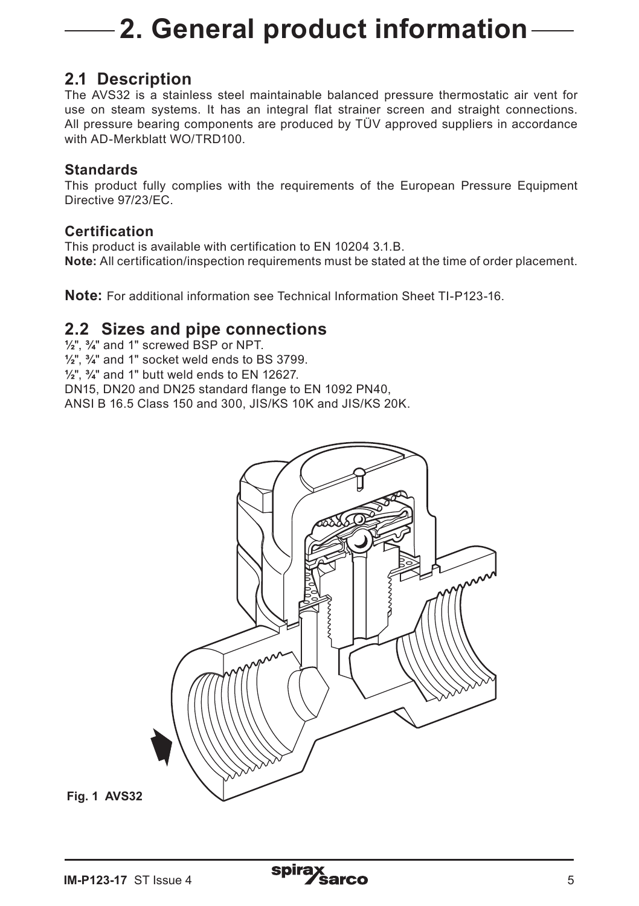# 2. General product information

## 2.1 Description

The AVS32 is a stainless steel maintainable balanced pressure thermostatic air vent for use on steam systems. It has an integral flat strainer screen and straight connections. All pressure bearing components are produced by TÜV approved suppliers in accordance with AD-Merkblatt WO/TRD100.

### Standards

This product fully complies with the requirements of the European Pressure Equipment Directive 97/23/EC.

### Certification

This product is available with certification to EN 10204 3.1.B.

**Note:** All certification/inspection requirements must be stated at the time of order placement.

**Note:** For additional information see Technical Information Sheet TI-P123-16.

## 2.2 Sizes and pipe connections

½", ¾" and 1" screwed BSP or NPT.
½", ¾" and 1" socket weld ends to BS 3799.
½", ¾" and 1" butt weld ends to EN 12627.
DN15, DN20 and DN25 standard flange to EN 1092 PN40,
ANSI B 16.5 Class 150 and 300, JIS/KS 10K and JIS/KS 20K.

**Fig. 1 AVS32**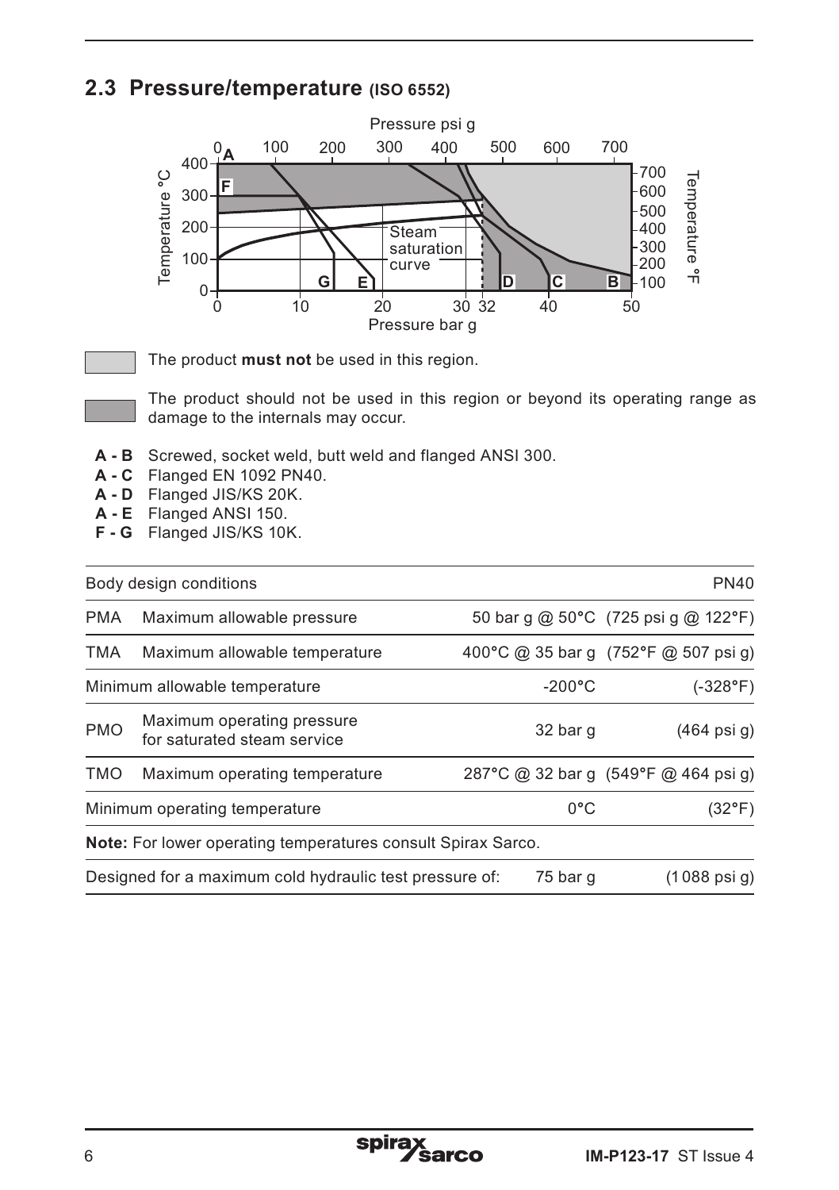## 2.3 Pressure/temperature (ISO 6552)

The product **must not** be used in this region.

The product should not be used in this region or beyond its operating range as damage to the internals may occur.

**A - B** Screwed, socket weld, butt weld and flanged ANSI 300.
**A - C** Flanged EN 1092 PN40.
**A - D** Flanged JIS/KS 20K.
**A - E** Flanged ANSI 150.
**F - G** Flanged JIS/KS 10K.

| Body design conditions | | | PN40 |
|---|---|---|---|
| PMA | Maximum allowable pressure | 50 bar g @ 50°C | (725 psi g @ 122°F) |
| TMA | Maximum allowable temperature | 400°C @ 35 bar g | (752°F @ 507 psi g) |
| Minimum allowable temperature | | -200°C | (-328°F) |
| PMO | Maximum operating pressure for saturated steam service | 32 bar g | (464 psi g) |
| TMO | Maximum operating temperature | 287°C @ 32 bar g | (549°F @ 464 psi g) |
| Minimum operating temperature | | 0°C | (32°F) |
| **Note:** For lower operating temperatures consult Spirax Sarco. | | | |
| Designed for a maximum cold hydraulic test pressure of: | | 75 bar g | (1 088 psi g) |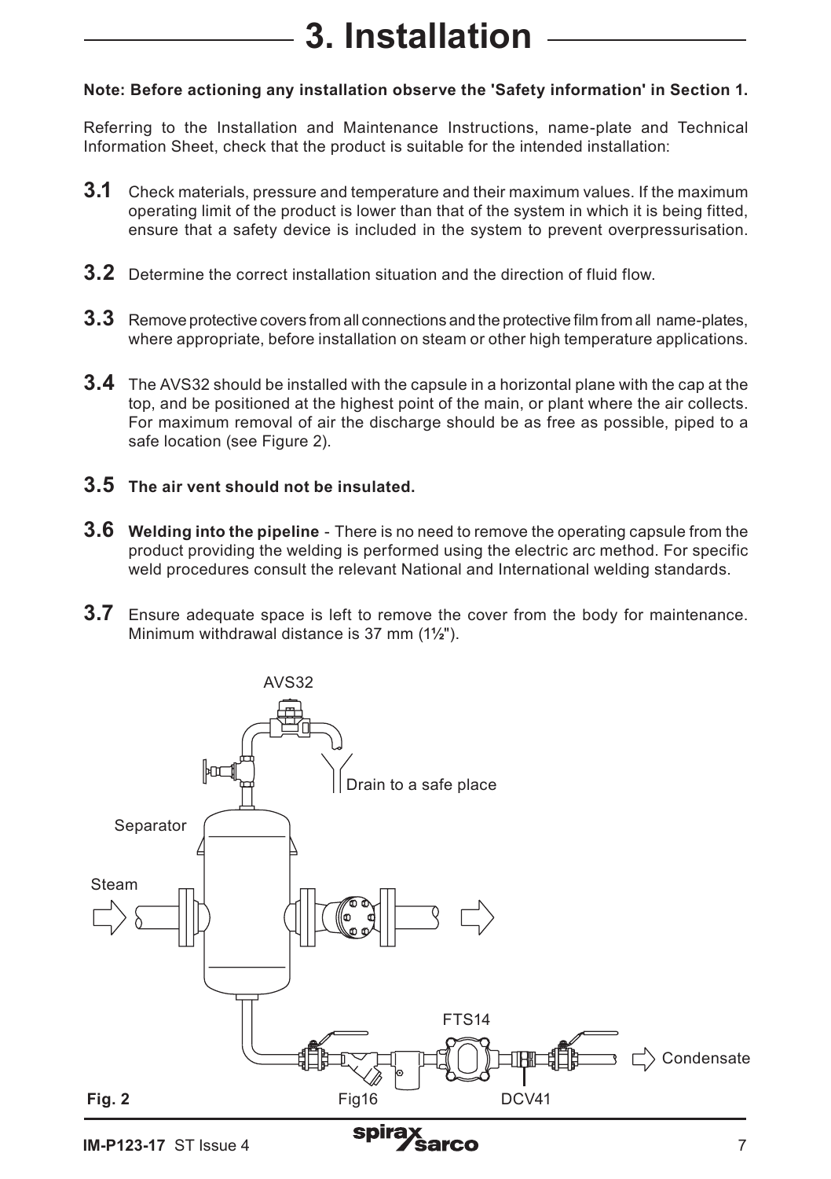# 3. Installation

**Note: Before actioning any installation observe the 'Safety information' in Section 1.**

Referring to the Installation and Maintenance Instructions, name-plate and Technical Information Sheet, check that the product is suitable for the intended installation:

**3.1** Check materials, pressure and temperature and their maximum values. If the maximum operating limit of the product is lower than that of the system in which it is being fitted, ensure that a safety device is included in the system to prevent overpressurisation.

**3.2** Determine the correct installation situation and the direction of fluid flow.

**3.3** Remove protective covers from all connections and the protective film from all name-plates, where appropriate, before installation on steam or other high temperature applications.

**3.4** The AVS32 should be installed with the capsule in a horizontal plane with the cap at the top, and be positioned at the highest point of the main, or plant where the air collects. For maximum removal of air the discharge should be as free as possible, piped to a safe location (see Figure 2).

**3.5** **The air vent should not be insulated.**

**3.6** **Welding into the pipeline** - There is no need to remove the operating capsule from the product providing the welding is performed using the electric arc method. For specific weld procedures consult the relevant National and International welding standards.

**3.7** Ensure adequate space is left to remove the cover from the body for maintenance. Minimum withdrawal distance is 37 mm (1½").

AVS32

Drain to a safe place

Separator

Steam

FTS14

Condensate

**Fig. 2**

Fig16

DCV41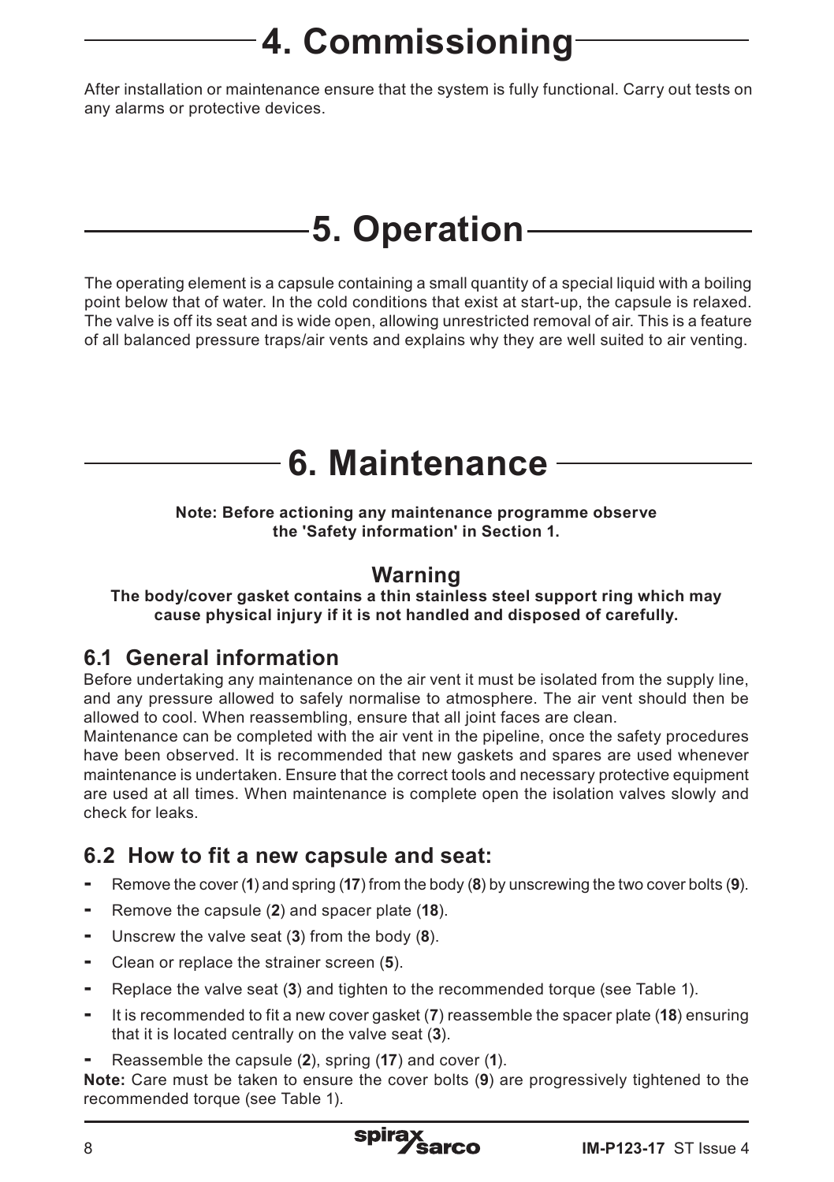# 4. Commissioning

After installation or maintenance ensure that the system is fully functional. Carry out tests on any alarms or protective devices.

# 5. Operation

The operating element is a capsule containing a small quantity of a special liquid with a boiling point below that of water. In the cold conditions that exist at start-up, the capsule is relaxed. The valve is off its seat and is wide open, allowing unrestricted removal of air. This is a feature of all balanced pressure traps/air vents and explains why they are well suited to air venting.

# 6. Maintenance

**Note: Before actioning any maintenance programme observe the 'Safety information' in Section 1.**

### Warning

**The body/cover gasket contains a thin stainless steel support ring which may cause physical injury if it is not handled and disposed of carefully.**

## 6.1 General information

Before undertaking any maintenance on the air vent it must be isolated from the supply line, and any pressure allowed to safely normalise to atmosphere. The air vent should then be allowed to cool. When reassembling, ensure that all joint faces are clean.

Maintenance can be completed with the air vent in the pipeline, once the safety procedures have been observed. It is recommended that new gaskets and spares are used whenever maintenance is undertaken. Ensure that the correct tools and necessary protective equipment are used at all times. When maintenance is complete open the isolation valves slowly and check for leaks.

## 6.2 How to fit a new capsule and seat:

- Remove the cover (**1**) and spring (**17**) from the body (**8**) by unscrewing the two cover bolts (**9**).
- Remove the capsule (**2**) and spacer plate (**18**).
- Unscrew the valve seat (**3**) from the body (**8**).
- Clean or replace the strainer screen (**5**).
- Replace the valve seat (**3**) and tighten to the recommended torque (see Table 1).
- It is recommended to fit a new cover gasket (**7**) reassemble the spacer plate (**18**) ensuring that it is located centrally on the valve seat (**3**).
- Reassemble the capsule (**2**), spring (**17**) and cover (**1**).

**Note:** Care must be taken to ensure the cover bolts (**9**) are progressively tightened to the recommended torque (see Table 1).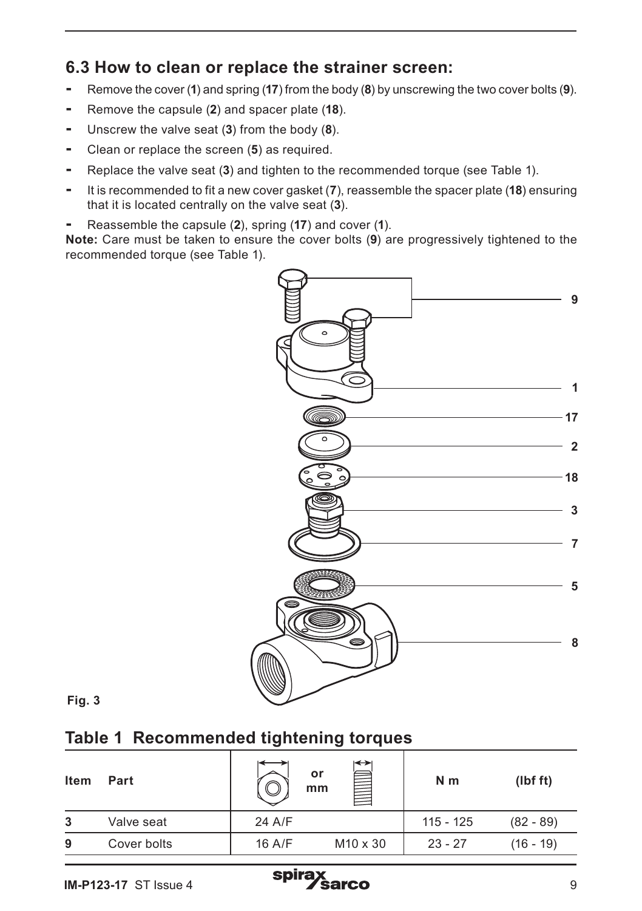## 6.3 How to clean or replace the strainer screen:

- Remove the cover (**1**) and spring (**17**) from the body (**8**) by unscrewing the two cover bolts (**9**).
- Remove the capsule (**2**) and spacer plate (**18**).
- Unscrew the valve seat (**3**) from the body (**8**).
- Clean or replace the screen (**5**) as required.
- Replace the valve seat (**3**) and tighten to the recommended torque (see Table 1).
- It is recommended to fit a new cover gasket (**7**), reassemble the spacer plate (**18**) ensuring that it is located centrally on the valve seat (**3**).
- Reassemble the capsule (**2**), spring (**17**) and cover (**1**).

**Note:** Care must be taken to ensure the cover bolts (**9**) are progressively tightened to the recommended torque (see Table 1).

9

1

17

2

18

3

7

5

8

**Fig. 3**

## Table 1 Recommended tightening torques

| Item | Part | or mm | | N m | (lbf ft) |
|---|---|---|---|---|---|
| 3 | Valve seat | 24 A/F | | 115 - 125 | (82 - 89) |
| 9 | Cover bolts | 16 A/F | M10 x 30 | 23 - 27 | (16 - 19) |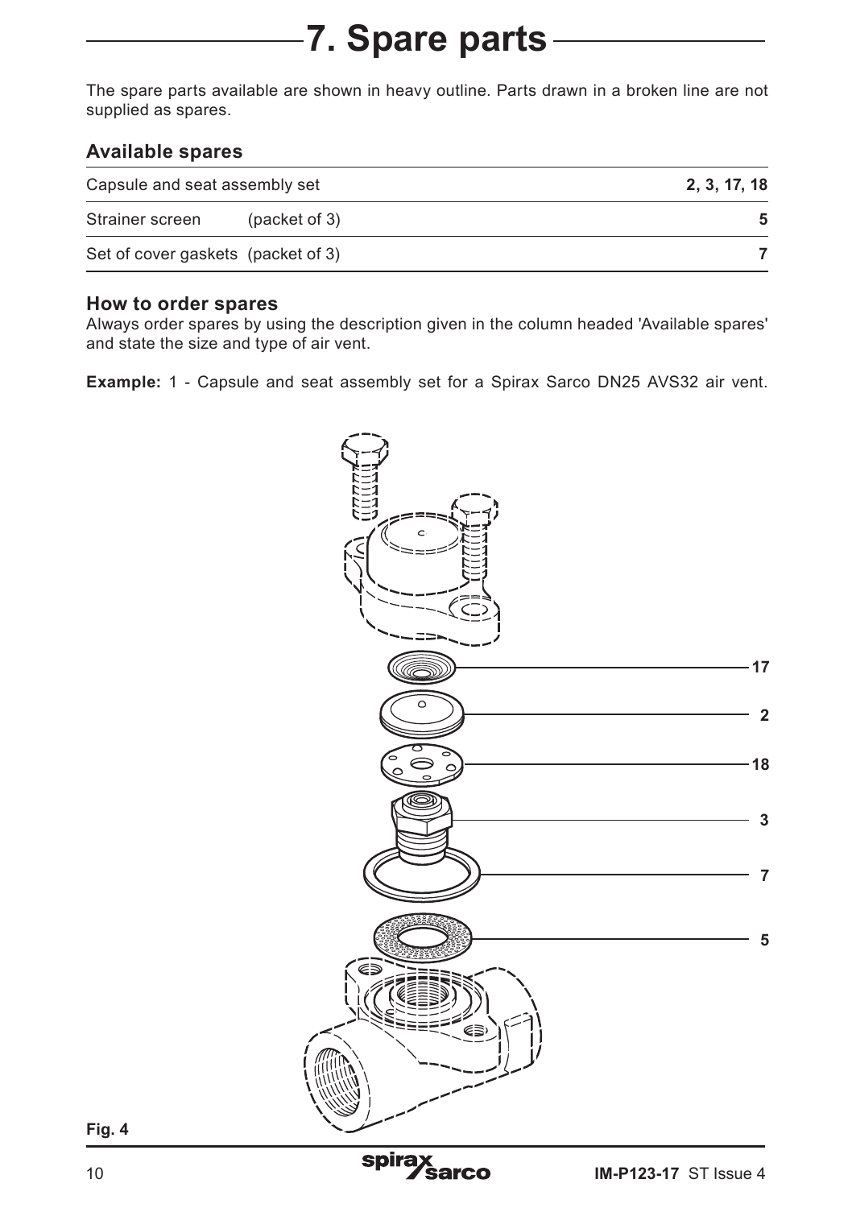# 7. Spare parts

The spare parts available are shown in heavy outline. Parts drawn in a broken line are not supplied as spares.

### Available spares

| | |
|---|---|
| Capsule and seat assembly set | **2, 3, 17, 18** |
| Strainer screen (packet of 3) | **5** |
| Set of cover gaskets (packet of 3) | **7** |

### How to order spares

Always order spares by using the description given in the column headed 'Available spares' and state the size and type of air vent.

**Example:** 1 - Capsule and seat assembly set for a Spirax Sarco DN25 AVS32 air vent.

17

2

18

3

7

5

**Fig. 4**